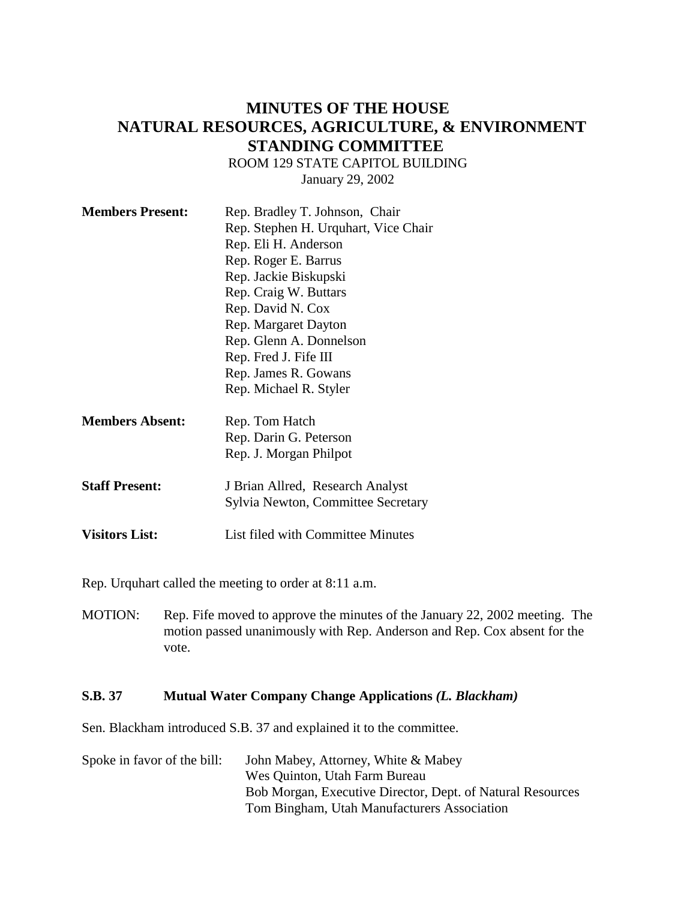# MINUTES OF THE HOUSE NATURAL RESOURCES, AGRICULTURE, & ENVIRONMENT STANDING COMMITTEE

ROOM 129 STATE CAPITOL BUILDING
January 29, 2002

**Members Present:**
Rep. Bradley T. Johnson, Chair
Rep. Stephen H. Urquhart, Vice Chair
Rep. Eli H. Anderson
Rep. Roger E. Barrus
Rep. Jackie Biskupski
Rep. Craig W. Buttars
Rep. David N. Cox
Rep. Margaret Dayton
Rep. Glenn A. Donnelson
Rep. Fred J. Fife III
Rep. James R. Gowans
Rep. Michael R. Styler

**Members Absent:**
Rep. Tom Hatch
Rep. Darin G. Peterson
Rep. J. Morgan Philpot

**Staff Present:**
J Brian Allred, Research Analyst
Sylvia Newton, Committee Secretary

**Visitors List:** List filed with Committee Minutes

Rep. Urquhart called the meeting to order at 8:11 a.m.

MOTION: Rep. Fife moved to approve the minutes of the January 22, 2002 meeting. The motion passed unanimously with Rep. Anderson and Rep. Cox absent for the vote.

**S.B. 37 Mutual Water Company Change Applications *(L. Blackham)***

Sen. Blackham introduced S.B. 37 and explained it to the committee.

Spoke in favor of the bill:
John Mabey, Attorney, White & Mabey
Wes Quinton, Utah Farm Bureau
Bob Morgan, Executive Director, Dept. of Natural Resources
Tom Bingham, Utah Manufacturers Association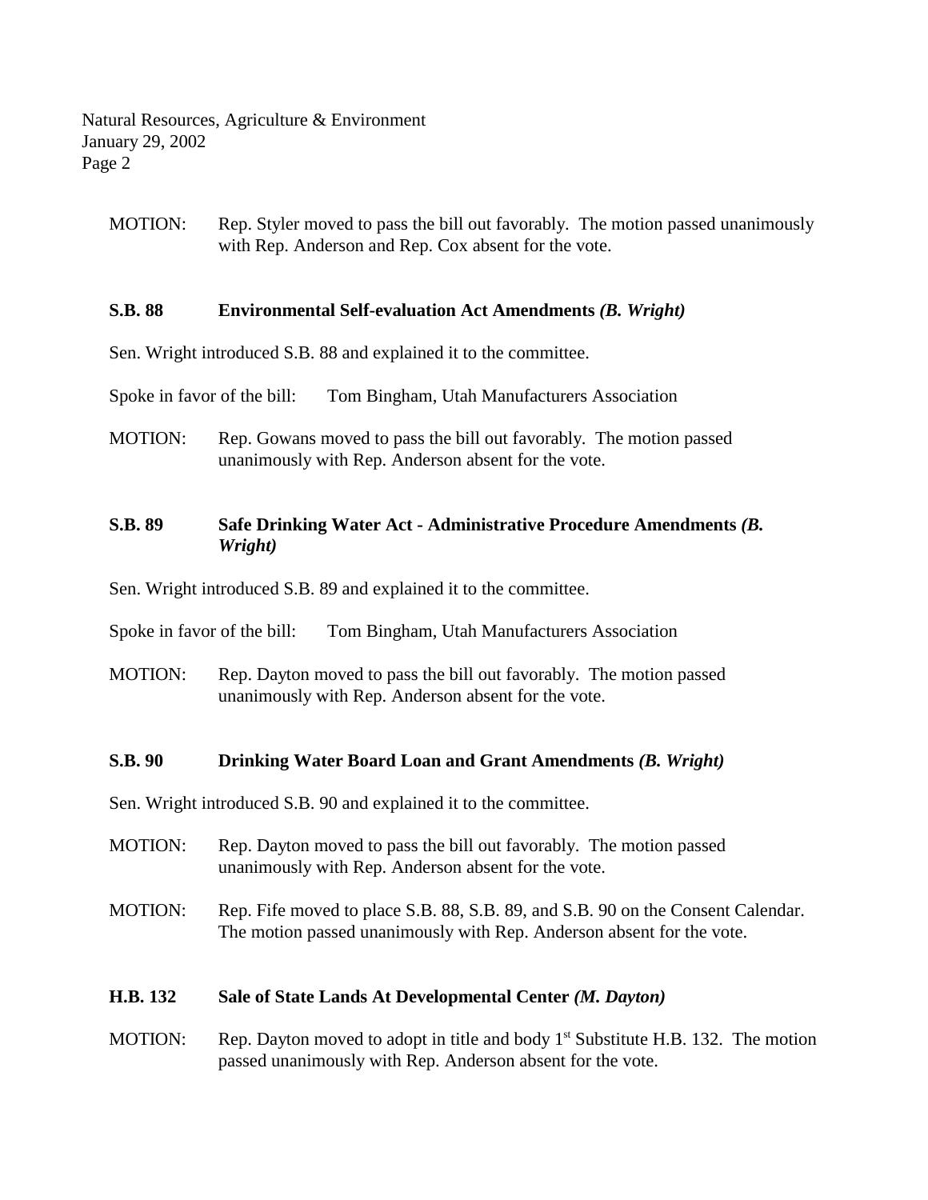MOTION: Rep. Styler moved to pass the bill out favorably. The motion passed unanimously with Rep. Anderson and Rep. Cox absent for the vote.

**S.B. 88 Environmental Self-evaluation Act Amendments *(B. Wright)***

Sen. Wright introduced S.B. 88 and explained it to the committee.

Spoke in favor of the bill: Tom Bingham, Utah Manufacturers Association

MOTION: Rep. Gowans moved to pass the bill out favorably. The motion passed unanimously with Rep. Anderson absent for the vote.

**S.B. 89 Safe Drinking Water Act - Administrative Procedure Amendments *(B. Wright)***

Sen. Wright introduced S.B. 89 and explained it to the committee.

Spoke in favor of the bill: Tom Bingham, Utah Manufacturers Association

MOTION: Rep. Dayton moved to pass the bill out favorably. The motion passed unanimously with Rep. Anderson absent for the vote.

**S.B. 90 Drinking Water Board Loan and Grant Amendments *(B. Wright)***

Sen. Wright introduced S.B. 90 and explained it to the committee.

MOTION: Rep. Dayton moved to pass the bill out favorably. The motion passed unanimously with Rep. Anderson absent for the vote.

MOTION: Rep. Fife moved to place S.B. 88, S.B. 89, and S.B. 90 on the Consent Calendar. The motion passed unanimously with Rep. Anderson absent for the vote.

**H.B. 132 Sale of State Lands At Developmental Center *(M. Dayton)***

MOTION: Rep. Dayton moved to adopt in title and body 1st Substitute H.B. 132. The motion passed unanimously with Rep. Anderson absent for the vote.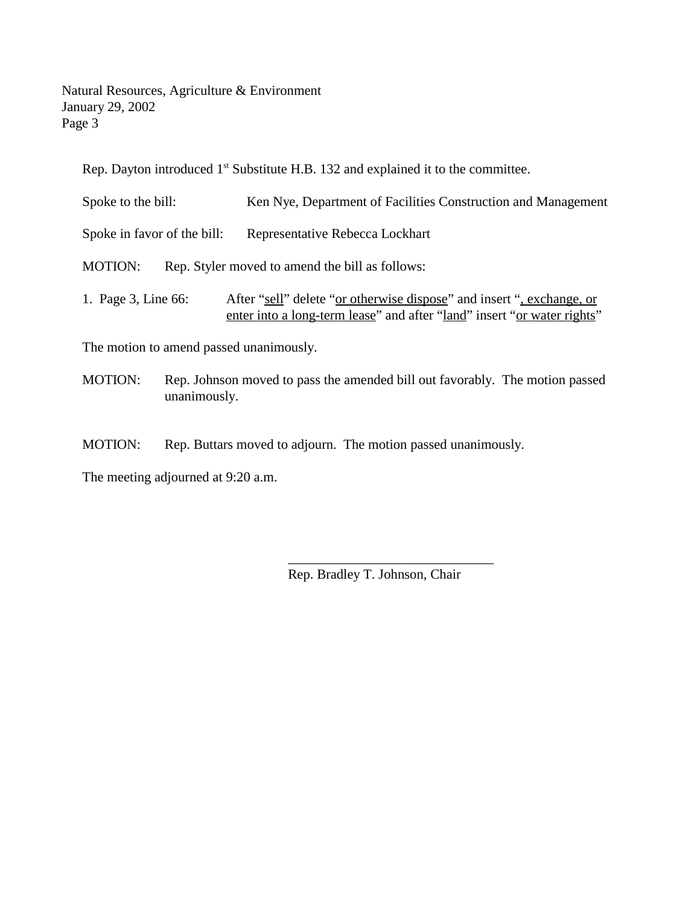Rep. Dayton introduced 1st Substitute H.B. 132 and explained it to the committee.

Spoke to the bill: Ken Nye, Department of Facilities Construction and Management

Spoke in favor of the bill: Representative Rebecca Lockhart

MOTION: Rep. Styler moved to amend the bill as follows:

1. Page 3, Line 66: After "sell" delete "or otherwise dispose" and insert ", exchange, or enter into a long-term lease" and after "land" insert "or water rights"

The motion to amend passed unanimously.

MOTION: Rep. Johnson moved to pass the amended bill out favorably. The motion passed unanimously.

MOTION: Rep. Buttars moved to adjourn. The motion passed unanimously.

The meeting adjourned at 9:20 a.m.

_______________________________

Rep. Bradley T. Johnson, Chair